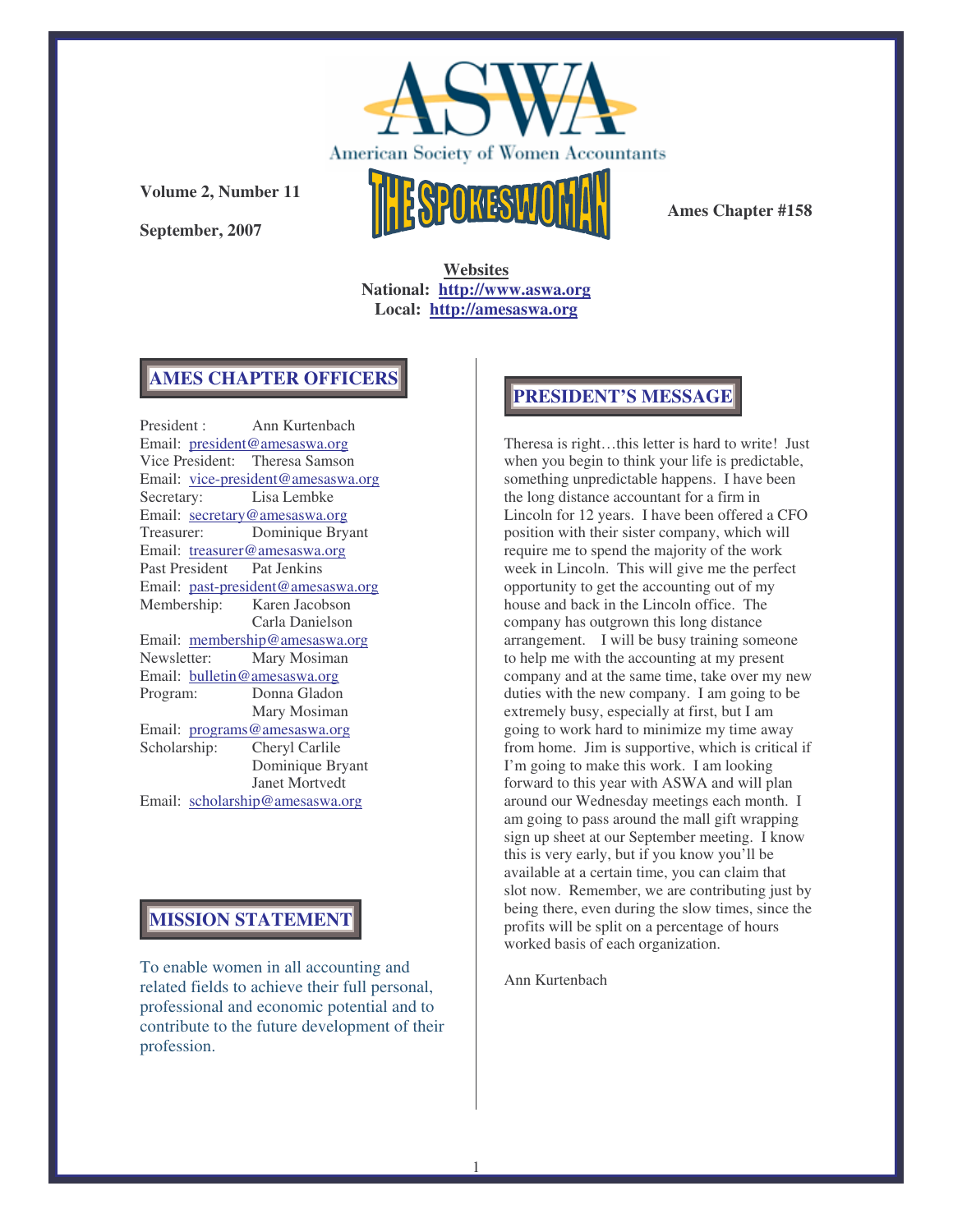# ASWA

American Society of Women Accountants

**Volume 2, Number 11**

**September, 2007**

# THE SPOKESWOMAN

**Ames Chapter #158**

**Websites**
**National: http://www.aswa.org**
**Local: http://amesaswa.org**

## AMES CHAPTER OFFICERS

President : Ann Kurtenbach
Email: president@amesaswa.org
Vice President: Theresa Samson
Email: vice-president@amesaswa.org
Secretary: Lisa Lembke
Email: secretary@amesaswa.org
Treasurer: Dominique Bryant
Email: treasurer@amesaswa.org
Past President Pat Jenkins
Email: past-president@amesaswa.org
Membership: Karen Jacobson
Carla Danielson
Email: membership@amesaswa.org
Newsletter: Mary Mosiman
Email: bulletin@amesaswa.org
Program: Donna Gladon
Mary Mosiman
Email: programs@amesaswa.org
Scholarship: Cheryl Carlile
Dominique Bryant
Janet Mortvedt
Email: scholarship@amesaswa.org

## MISSION STATEMENT

To enable women in all accounting and related fields to achieve their full personal, professional and economic potential and to contribute to the future development of their profession.

## PRESIDENT'S MESSAGE

Theresa is right…this letter is hard to write! Just when you begin to think your life is predictable, something unpredictable happens. I have been the long distance accountant for a firm in Lincoln for 12 years. I have been offered a CFO position with their sister company, which will require me to spend the majority of the work week in Lincoln. This will give me the perfect opportunity to get the accounting out of my house and back in the Lincoln office. The company has outgrown this long distance arrangement. I will be busy training someone to help me with the accounting at my present company and at the same time, take over my new duties with the new company. I am going to be extremely busy, especially at first, but I am going to work hard to minimize my time away from home. Jim is supportive, which is critical if I'm going to make this work. I am looking forward to this year with ASWA and will plan around our Wednesday meetings each month. I am going to pass around the mall gift wrapping sign up sheet at our September meeting. I know this is very early, but if you know you'll be available at a certain time, you can claim that slot now. Remember, we are contributing just by being there, even during the slow times, since the profits will be split on a percentage of hours worked basis of each organization.

Ann Kurtenbach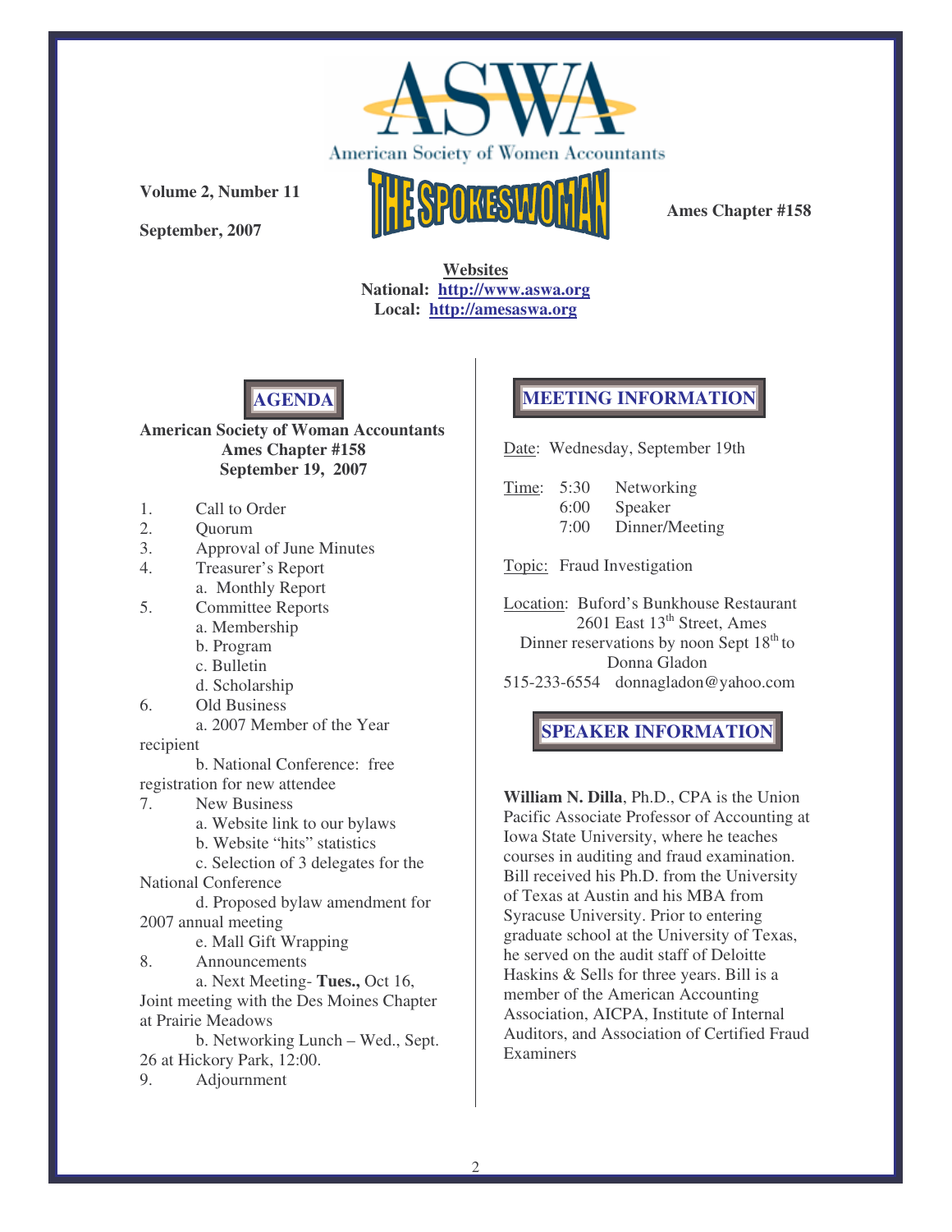**American Society of Women Accountants**

**THE SPOKESWOMAN**

**Volume 2, Number 11**

**September, 2007**

**Ames Chapter #158**

**Websites**
**National: http://www.aswa.org**
**Local: http://amesaswa.org**

## AGENDA

**American Society of Woman Accountants**
**Ames Chapter #158**
**September 19, 2007**

1. Call to Order
2. Quorum
3. Approval of June Minutes
4. Treasurer's Report
   a. Monthly Report
5. Committee Reports
   a. Membership
   b. Program
   c. Bulletin
   d. Scholarship
6. Old Business
   a. 2007 Member of the Year recipient
   b. National Conference: free registration for new attendee
7. New Business
   a. Website link to our bylaws
   b. Website "hits" statistics
   c. Selection of 3 delegates for the National Conference
   d. Proposed bylaw amendment for 2007 annual meeting
   e. Mall Gift Wrapping
8. Announcements
   a. Next Meeting- **Tues.,** Oct 16, Joint meeting with the Des Moines Chapter at Prairie Meadows
   b. Networking Lunch – Wed., Sept. 26 at Hickory Park, 12:00.
9. Adjournment

## MEETING INFORMATION

Date: Wednesday, September 19th

Time:
- 5:30 Networking
- 6:00 Speaker
- 7:00 Dinner/Meeting

Topic: Fraud Investigation

Location: Buford's Bunkhouse Restaurant
2601 East 13th Street, Ames
Dinner reservations by noon Sept 18th to Donna Gladon
515-233-6554 donnagladon@yahoo.com

## SPEAKER INFORMATION

**William N. Dilla**, Ph.D., CPA is the Union Pacific Associate Professor of Accounting at Iowa State University, where he teaches courses in auditing and fraud examination. Bill received his Ph.D. from the University of Texas at Austin and his MBA from Syracuse University. Prior to entering graduate school at the University of Texas, he served on the audit staff of Deloitte Haskins & Sells for three years. Bill is a member of the American Accounting Association, AICPA, Institute of Internal Auditors, and Association of Certified Fraud Examiners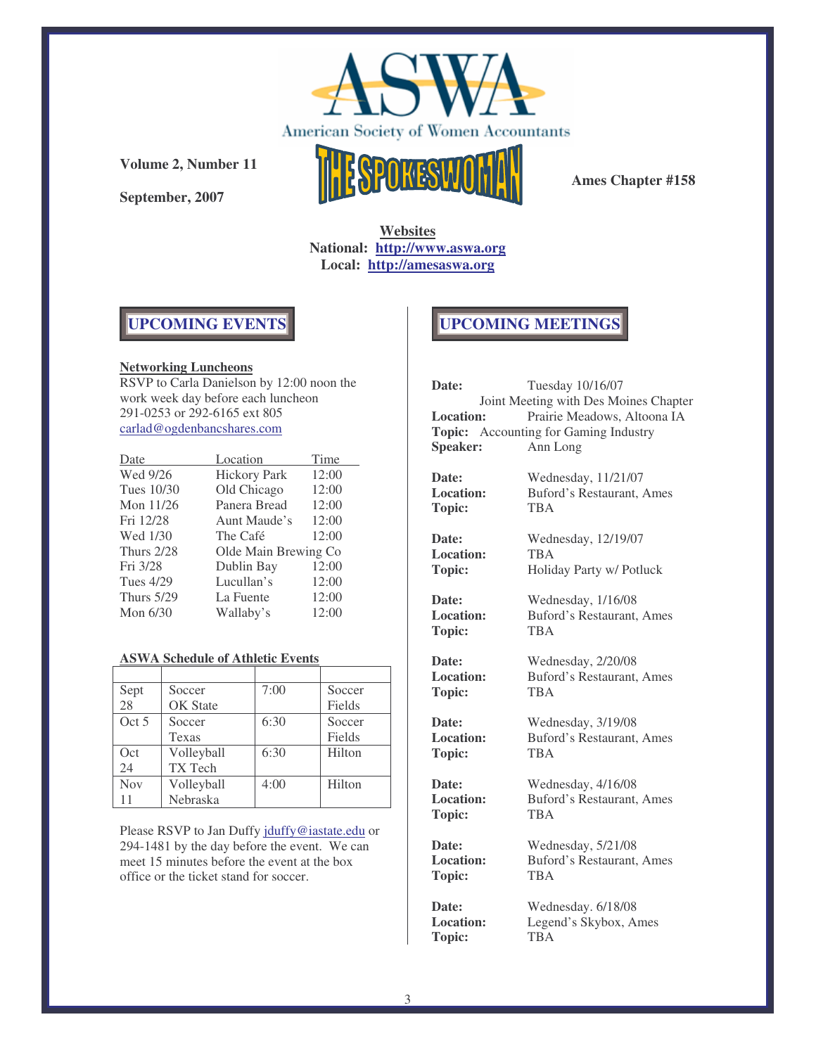# ASWA

American Society of Women Accountants

**Volume 2, Number 11**

**September, 2007**

## THE SPOKESWOMAN

**Ames Chapter #158**

**Websites**
**National: http://www.aswa.org**
**Local: http://amesaswa.org**

## UPCOMING EVENTS

**Networking Luncheons**

RSVP to Carla Danielson by 12:00 noon the work week day before each luncheon
291-0253 or 292-6165 ext 805
carlad@ogdenbancshares.com

| Date | Location | Time |
|---|---|---|
| Wed 9/26 | Hickory Park | 12:00 |
| Tues 10/30 | Old Chicago | 12:00 |
| Mon 11/26 | Panera Bread | 12:00 |
| Fri 12/28 | Aunt Maude's | 12:00 |
| Wed 1/30 | The Café | 12:00 |
| Thurs 2/28 | Olde Main Brewing Co | |
| Fri 3/28 | Dublin Bay | 12:00 |
| Tues 4/29 | Lucullan's | 12:00 |
| Thurs 5/29 | La Fuente | 12:00 |
| Mon 6/30 | Wallaby's | 12:00 |

**ASWA Schedule of Athletic Events**

| | | | |
|---|---|---|---|
| Sept 28 | Soccer OK State | 7:00 | Soccer Fields |
| Oct 5 | Soccer Texas | 6:30 | Soccer Fields |
| Oct 24 | Volleyball TX Tech | 6:30 | Hilton |
| Nov 11 | Volleyball Nebraska | 4:00 | Hilton |

Please RSVP to Jan Duffy jduffy@iastate.edu or 294-1481 by the day before the event. We can meet 15 minutes before the event at the box office or the ticket stand for soccer.

## UPCOMING MEETINGS

**Date:** Tuesday 10/16/07
Joint Meeting with Des Moines Chapter
**Location:** Prairie Meadows, Altoona IA
**Topic:** Accounting for Gaming Industry
**Speaker:** Ann Long

**Date:** Wednesday, 11/21/07
**Location:** Buford's Restaurant, Ames
**Topic:** TBA

**Date:** Wednesday, 12/19/07
**Location:** TBA
**Topic:** Holiday Party w/ Potluck

**Date:** Wednesday, 1/16/08
**Location:** Buford's Restaurant, Ames
**Topic:** TBA

**Date:** Wednesday, 2/20/08
**Location:** Buford's Restaurant, Ames
**Topic:** TBA

**Date:** Wednesday, 3/19/08
**Location:** Buford's Restaurant, Ames
**Topic:** TBA

**Date:** Wednesday, 4/16/08
**Location:** Buford's Restaurant, Ames
**Topic:** TBA

**Date:** Wednesday, 5/21/08
**Location:** Buford's Restaurant, Ames
**Topic:** TBA

**Date:** Wednesday. 6/18/08
**Location:** Legend's Skybox, Ames
**Topic:** TBA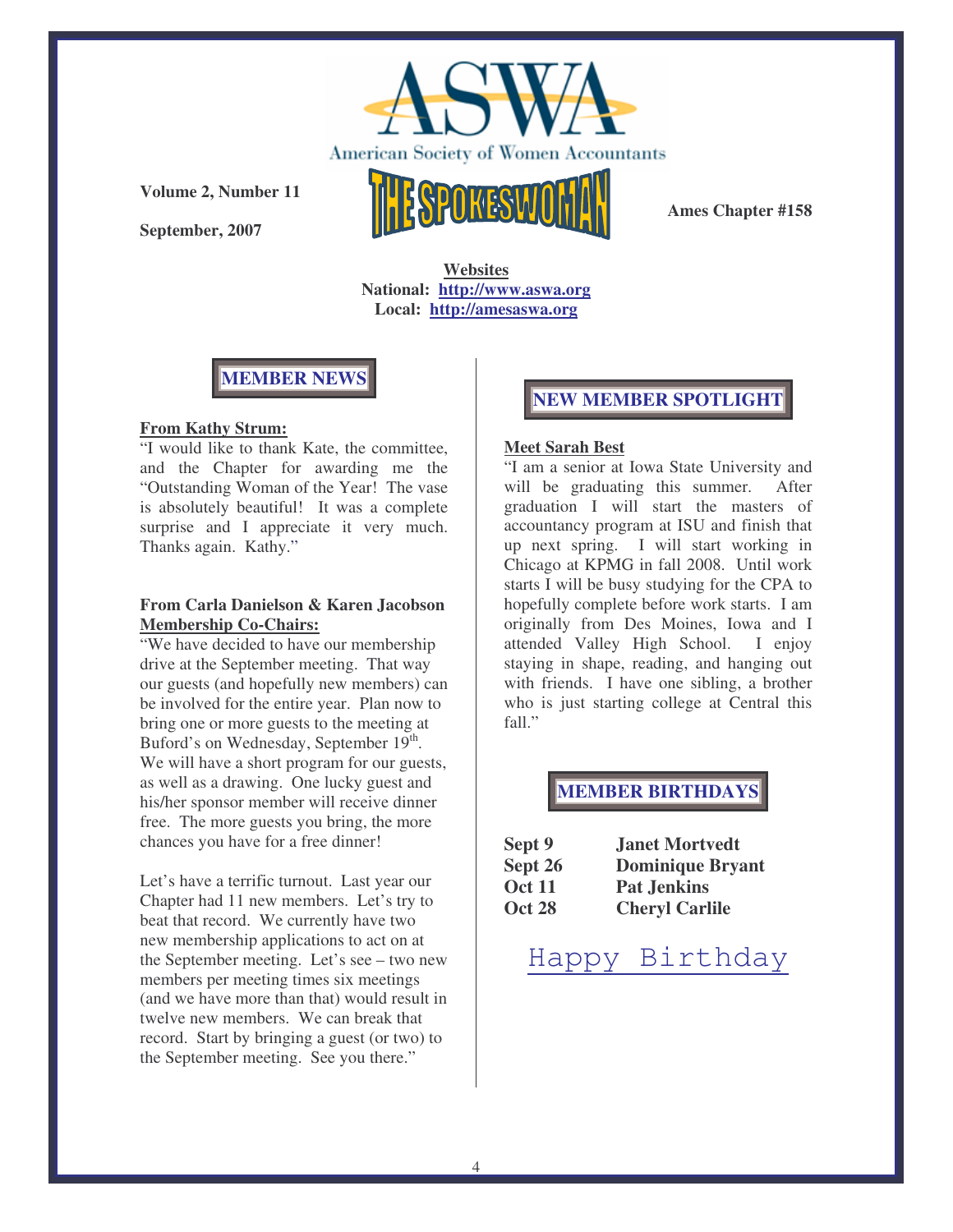American Society of Women Accountants

**Volume 2, Number 11**

**September, 2007**

# THE SPOKESWOMAN

**Ames Chapter #158**

**Websites**
**National: http://www.aswa.org**
**Local: http://amesaswa.org**

## MEMBER NEWS

**From Kathy Strum:**

"I would like to thank Kate, the committee, and the Chapter for awarding me the "Outstanding Woman of the Year! The vase is absolutely beautiful! It was a complete surprise and I appreciate it very much. Thanks again. Kathy."

**From Carla Danielson & Karen Jacobson**
**Membership Co-Chairs:**

"We have decided to have our membership drive at the September meeting. That way our guests (and hopefully new members) can be involved for the entire year. Plan now to bring one or more guests to the meeting at Buford's on Wednesday, September 19th. We will have a short program for our guests, as well as a drawing. One lucky guest and his/her sponsor member will receive dinner free. The more guests you bring, the more chances you have for a free dinner!

Let's have a terrific turnout. Last year our Chapter had 11 new members. Let's try to beat that record. We currently have two new membership applications to act on at the September meeting. Let's see – two new members per meeting times six meetings (and we have more than that) would result in twelve new members. We can break that record. Start by bringing a guest (or two) to the September meeting. See you there."

## NEW MEMBER SPOTLIGHT

**Meet Sarah Best**

"I am a senior at Iowa State University and will be graduating this summer. After graduation I will start the masters of accountancy program at ISU and finish that up next spring. I will start working in Chicago at KPMG in fall 2008. Until work starts I will be busy studying for the CPA to hopefully complete before work starts. I am originally from Des Moines, Iowa and I attended Valley High School. I enjoy staying in shape, reading, and hanging out with friends. I have one sibling, a brother who is just starting college at Central this fall."

## MEMBER BIRTHDAYS

| | |
|---|---|
| **Sept 9** | **Janet Mortvedt** |
| **Sept 26** | **Dominique Bryant** |
| **Oct 11** | **Pat Jenkins** |
| **Oct 28** | **Cheryl Carlile** |

Happy Birthday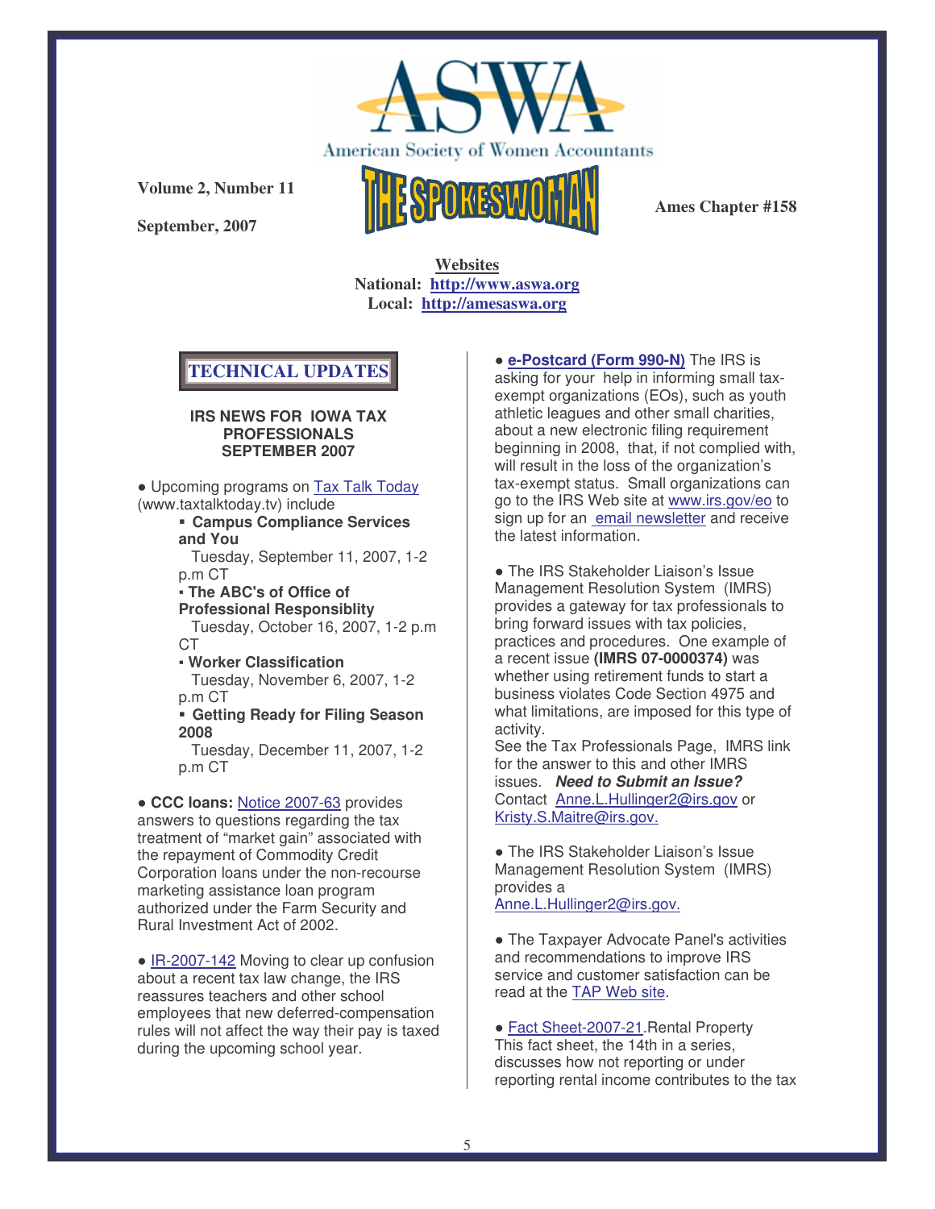**ASWA**

American Society of Women Accountants

**THE SPOKESWOMAN**

**Volume 2, Number 11**

**September, 2007**

**Ames Chapter #158**

**Websites**
**National: http://www.aswa.org**
**Local: http://amesaswa.org**

## TECHNICAL UPDATES

### IRS NEWS FOR IOWA TAX PROFESSIONALS SEPTEMBER 2007

● Upcoming programs on Tax Talk Today (www.taxtalktoday.tv) include

- **Campus Compliance Services and You**
  Tuesday, September 11, 2007, 1-2 p.m CT
- **The ABC's of Office of Professional Responsiblity**
  Tuesday, October 16, 2007, 1-2 p.m CT
- **Worker Classification**
  Tuesday, November 6, 2007, 1-2 p.m CT
- **Getting Ready for Filing Season 2008**
  Tuesday, December 11, 2007, 1-2 p.m CT

● **CCC loans:** Notice 2007-63 provides answers to questions regarding the tax treatment of "market gain" associated with the repayment of Commodity Credit Corporation loans under the non-recourse marketing assistance loan program authorized under the Farm Security and Rural Investment Act of 2002.

● IR-2007-142 Moving to clear up confusion about a recent tax law change, the IRS reassures teachers and other school employees that new deferred-compensation rules will not affect the way their pay is taxed during the upcoming school year.

● **e-Postcard (Form 990-N)** The IRS is asking for your help in informing small tax-exempt organizations (EOs), such as youth athletic leagues and other small charities, about a new electronic filing requirement beginning in 2008, that, if not complied with, will result in the loss of the organization's tax-exempt status. Small organizations can go to the IRS Web site at www.irs.gov/eo to sign up for an email newsletter and receive the latest information.

● The IRS Stakeholder Liaison's Issue Management Resolution System (IMRS) provides a gateway for tax professionals to bring forward issues with tax policies, practices and procedures. One example of a recent issue **(IMRS 07-0000374)** was whether using retirement funds to start a business violates Code Section 4975 and what limitations, are imposed for this type of activity.
See the Tax Professionals Page, IMRS link for the answer to this and other IMRS issues. ***Need to Submit an Issue?*** Contact Anne.L.Hullinger2@irs.gov or Kristy.S.Maitre@irs.gov.

● The IRS Stakeholder Liaison's Issue Management Resolution System (IMRS) provides a
Anne.L.Hullinger2@irs.gov.

● The Taxpayer Advocate Panel's activities and recommendations to improve IRS service and customer satisfaction can be read at the TAP Web site.

● Fact Sheet-2007-21.Rental Property This fact sheet, the 14th in a series, discusses how not reporting or under reporting rental income contributes to the tax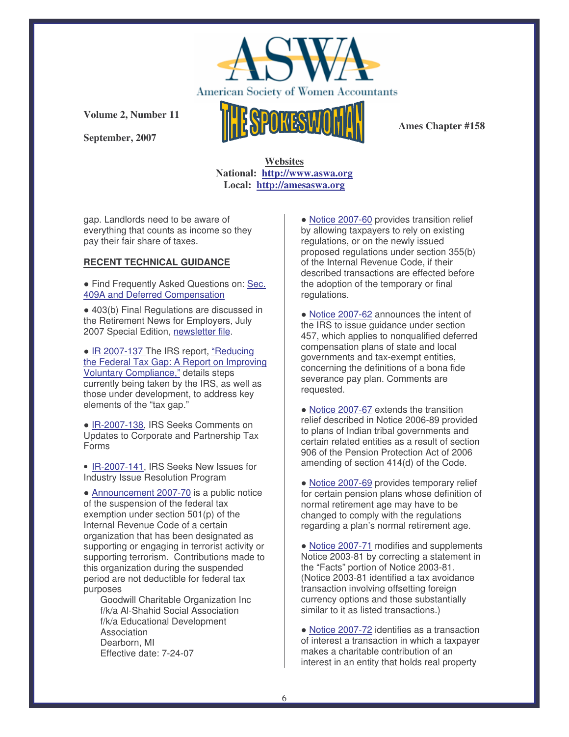gap. Landlords need to be aware of everything that counts as income so they pay their fair share of taxes.

**RECENT TECHNICAL GUIDANCE**

- Find Frequently Asked Questions on: Sec. 409A and Deferred Compensation

- 403(b) Final Regulations are discussed in the Retirement News for Employers, July 2007 Special Edition, newsletter file.

- IR 2007-137 The IRS report, "Reducing the Federal Tax Gap: A Report on Improving Voluntary Compliance," details steps currently being taken by the IRS, as well as those under development, to address key elements of the "tax gap."

- IR-2007-138, IRS Seeks Comments on Updates to Corporate and Partnership Tax Forms

- IR-2007-141, IRS Seeks New Issues for Industry Issue Resolution Program

- Announcement 2007-70 is a public notice of the suspension of the federal tax exemption under section 501(p) of the Internal Revenue Code of a certain organization that has been designated as supporting or engaging in terrorist activity or supporting terrorism. Contributions made to this organization during the suspended period are not deductible for federal tax purposes

  Goodwill Charitable Organization Inc
  f/k/a Al-Shahid Social Association
  f/k/a Educational Development Association
  Dearborn, MI
  Effective date: 7-24-07

- Notice 2007-60 provides transition relief by allowing taxpayers to rely on existing regulations, or on the newly issued proposed regulations under section 355(b) of the Internal Revenue Code, if their described transactions are effected before the adoption of the temporary or final regulations.

- Notice 2007-62 announces the intent of the IRS to issue guidance under section 457, which applies to nonqualified deferred compensation plans of state and local governments and tax-exempt entities, concerning the definitions of a bona fide severance pay plan. Comments are requested.

- Notice 2007-67 extends the transition relief described in Notice 2006-89 provided to plans of Indian tribal governments and certain related entities as a result of section 906 of the Pension Protection Act of 2006 amending of section 414(d) of the Code.

- Notice 2007-69 provides temporary relief for certain pension plans whose definition of normal retirement age may have to be changed to comply with the regulations regarding a plan's normal retirement age.

- Notice 2007-71 modifies and supplements Notice 2003-81 by correcting a statement in the "Facts" portion of Notice 2003-81. (Notice 2003-81 identified a tax avoidance transaction involving offsetting foreign currency options and those substantially similar to it as listed transactions.)

- Notice 2007-72 identifies as a transaction of interest a transaction in which a taxpayer makes a charitable contribution of an interest in an entity that holds real property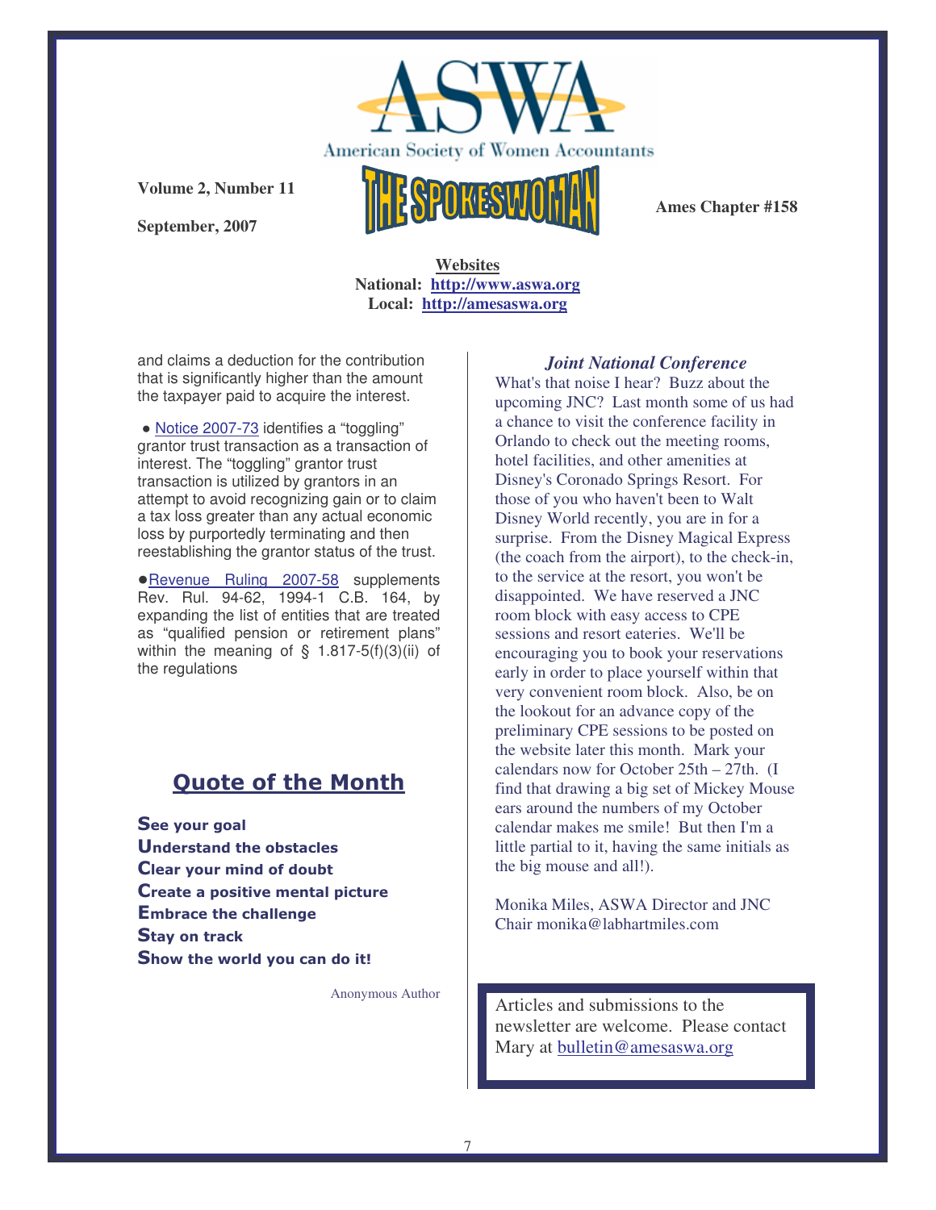American Society of Women Accountants

**Volume 2, Number 11**

**September, 2007**

# THE SPOKESWOMAN

**Ames Chapter #158**

**Websites**
**National: http://www.aswa.org**
**Local: http://amesaswa.org**

and claims a deduction for the contribution that is significantly higher than the amount the taxpayer paid to acquire the interest.

- Notice 2007-73 identifies a "toggling" grantor trust transaction as a transaction of interest. The "toggling" grantor trust transaction is utilized by grantors in an attempt to avoid recognizing gain or to claim a tax loss greater than any actual economic loss by purportedly terminating and then reestablishing the grantor status of the trust.

- Revenue Ruling 2007-58 supplements Rev. Rul. 94-62, 1994-1 C.B. 164, by expanding the list of entities that are treated as "qualified pension or retirement plans" within the meaning of § 1.817-5(f)(3)(ii) of the regulations

## Quote of the Month

**See your goal**
**Understand the obstacles**
**Clear your mind of doubt**
**Create a positive mental picture**
**Embrace the challenge**
**Stay on track**
**Show the world you can do it!**

Anonymous Author

### *Joint National Conference*

What's that noise I hear? Buzz about the upcoming JNC? Last month some of us had a chance to visit the conference facility in Orlando to check out the meeting rooms, hotel facilities, and other amenities at Disney's Coronado Springs Resort. For those of you who haven't been to Walt Disney World recently, you are in for a surprise. From the Disney Magical Express (the coach from the airport), to the check-in, to the service at the resort, you won't be disappointed. We have reserved a JNC room block with easy access to CPE sessions and resort eateries. We'll be encouraging you to book your reservations early in order to place yourself within that very convenient room block. Also, be on the lookout for an advance copy of the preliminary CPE sessions to be posted on the website later this month. Mark your calendars now for October 25th – 27th. (I find that drawing a big set of Mickey Mouse ears around the numbers of my October calendar makes me smile! But then I'm a little partial to it, having the same initials as the big mouse and all!).

Monika Miles, ASWA Director and JNC Chair monika@labhartmiles.com

Articles and submissions to the newsletter are welcome. Please contact Mary at bulletin@amesaswa.org